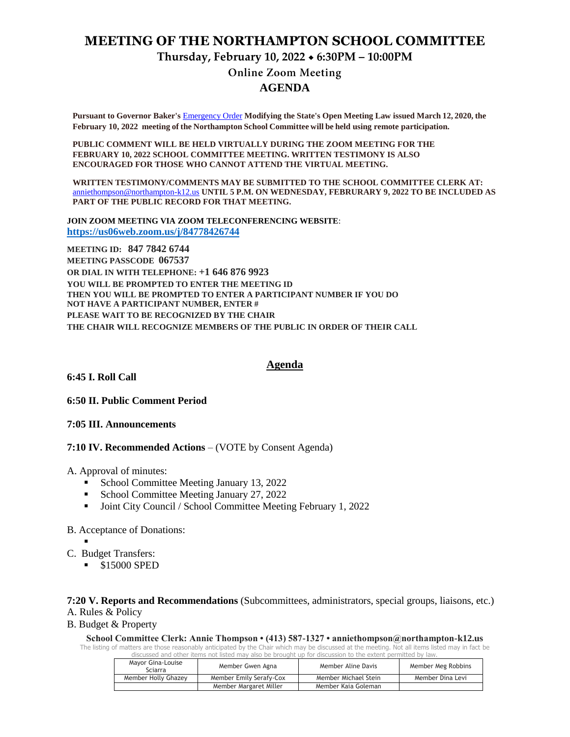# MEETING OF THE NORTHAMPTON SCHOOL COMMITTEE

## Thursday, February 10, 2022 ⬩ 6:30PM – 10:00PM

### Online Zoom Meeting

### AGENDA

**Pursuant to Governor Baker's Emergency Order Modifying the State's Open Meeting Law issued March 12, 2020, the February 10, 2022 meeting of the Northampton School Committee will be held using remote participation.**

**PUBLIC COMMENT WILL BE HELD VIRTUALLY DURING THE ZOOM MEETING FOR THE FEBRUARY 10, 2022 SCHOOL COMMITTEE MEETING. WRITTEN TESTIMONY IS ALSO ENCOURAGED FOR THOSE WHO CANNOT ATTEND THE VIRTUAL MEETING.**

**WRITTEN TESTIMONY/COMMENTS MAY BE SUBMITTED TO THE SCHOOL COMMITTEE CLERK AT:** anniethompson@northampton-k12.us **UNTIL 5 P.M. ON WEDNESDAY, FEBRURARY 9, 2022 TO BE INCLUDED AS PART OF THE PUBLIC RECORD FOR THAT MEETING.**

**JOIN ZOOM MEETING VIA ZOOM TELECONFERENCING WEBSITE**:
**https://us06web.zoom.us/j/84778426744**

**MEETING ID: 847 7842 6744**
**MEETING PASSCODE 067537**
**OR DIAL IN WITH TELEPHONE: +1 646 876 9923**
**YOU WILL BE PROMPTED TO ENTER THE MEETING ID**
**THEN YOU WILL BE PROMPTED TO ENTER A PARTICIPANT NUMBER IF YOU DO NOT HAVE A PARTICIPANT NUMBER, ENTER #**
**PLEASE WAIT TO BE RECOGNIZED BY THE CHAIR**
**THE CHAIR WILL RECOGNIZE MEMBERS OF THE PUBLIC IN ORDER OF THEIR CALL**

## Agenda

**6:45 I. Roll Call**

**6:50 II. Public Comment Period**

**7:05 III. Announcements**

**7:10 IV. Recommended Actions** – (VOTE by Consent Agenda)

A. Approval of minutes:
- School Committee Meeting January 13, 2022
- School Committee Meeting January 27, 2022
- Joint City Council / School Committee Meeting February 1, 2022

B. Acceptance of Donations:
- 

C. Budget Transfers:
- $15000 SPED

**7:20 V. Reports and Recommendations** (Subcommittees, administrators, special groups, liaisons, etc.)

A. Rules & Policy

B. Budget & Property

**School Committee Clerk: Annie Thompson • (413) 587-1327 • anniethompson@northampton-k12.us**

The listing of matters are those reasonably anticipated by the Chair which may be discussed at the meeting. Not all items listed may in fact be discussed and other items not listed may also be brought up for discussion to the extent permitted by law.

| Mayor Gina-Louise Sciarra | Member Gwen Agna | Member Aline Davis | Member Meg Robbins |
|---|---|---|---|
| Member Holly Ghazey | Member Emily Serafy-Cox | Member Michael Stein | Member Dina Levi |
| | Member Margaret Miller | Member Kaia Goleman | |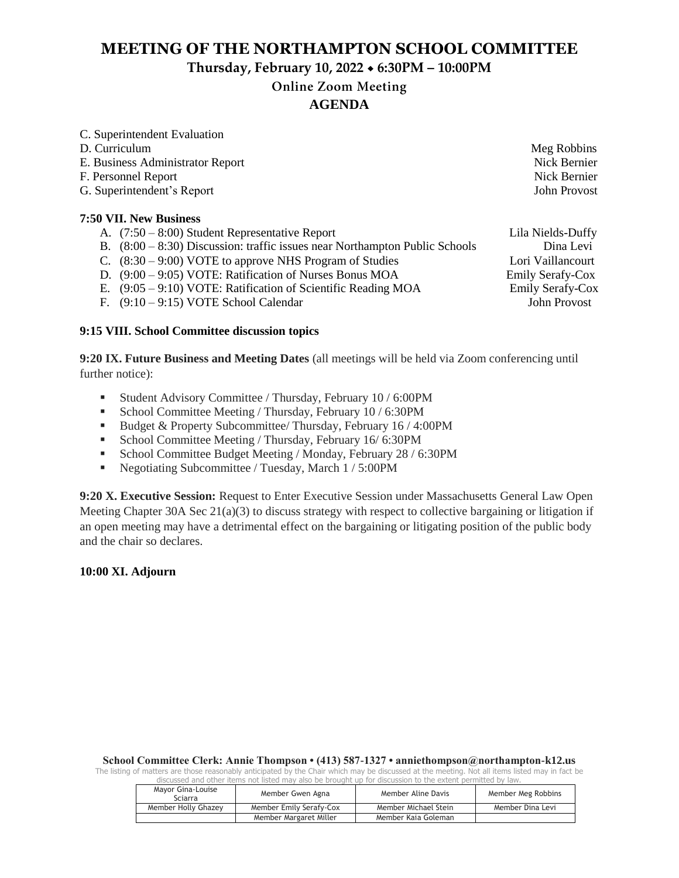# MEETING OF THE NORTHAMPTON SCHOOL COMMITTEE

## Thursday, February 10, 2022 ⬥ 6:30PM – 10:00PM

### Online Zoom Meeting

### AGENDA

C. Superintendent Evaluation
D. Curriculum — Meg Robbins
E. Business Administrator Report — Nick Bernier
F. Personnel Report — Nick Bernier
G. Superintendent's Report — John Provost

**7:50 VII. New Business**

A. (7:50 – 8:00) Student Representative Report — Lila Nields-Duffy
B. (8:00 – 8:30) Discussion: traffic issues near Northampton Public Schools — Dina Levi
C. (8:30 – 9:00) VOTE to approve NHS Program of Studies — Lori Vaillancourt
D. (9:00 – 9:05) VOTE: Ratification of Nurses Bonus MOA — Emily Serafy-Cox
E. (9:05 – 9:10) VOTE: Ratification of Scientific Reading MOA — Emily Serafy-Cox
F. (9:10 – 9:15) VOTE School Calendar — John Provost

**9:15 VIII. School Committee discussion topics**

**9:20 IX. Future Business and Meeting Dates** (all meetings will be held via Zoom conferencing until further notice):

- Student Advisory Committee / Thursday, February 10 / 6:00PM
- School Committee Meeting / Thursday, February 10 / 6:30PM
- Budget & Property Subcommittee/ Thursday, February 16 / 4:00PM
- School Committee Meeting / Thursday, February 16/ 6:30PM
- School Committee Budget Meeting / Monday, February 28 / 6:30PM
- Negotiating Subcommittee / Tuesday, March 1 / 5:00PM

**9:20 X. Executive Session:** Request to Enter Executive Session under Massachusetts General Law Open Meeting Chapter 30A Sec 21(a)(3) to discuss strategy with respect to collective bargaining or litigation if an open meeting may have a detrimental effect on the bargaining or litigating position of the public body and the chair so declares.

**10:00 XI. Adjourn**

**School Committee Clerk: Annie Thompson • (413) 587-1327 • anniethompson@northampton-k12.us**

The listing of matters are those reasonably anticipated by the Chair which may be discussed at the meeting. Not all items listed may in fact be discussed and other items not listed may also be brought up for discussion to the extent permitted by law.

| | | | |
|---|---|---|---|
| Mayor Gina-Louise Sciarra | Member Gwen Agna | Member Aline Davis | Member Meg Robbins |
| Member Holly Ghazey | Member Emily Serafy-Cox | Member Michael Stein | Member Dina Levi |
| | Member Margaret Miller | Member Kaia Goleman | |